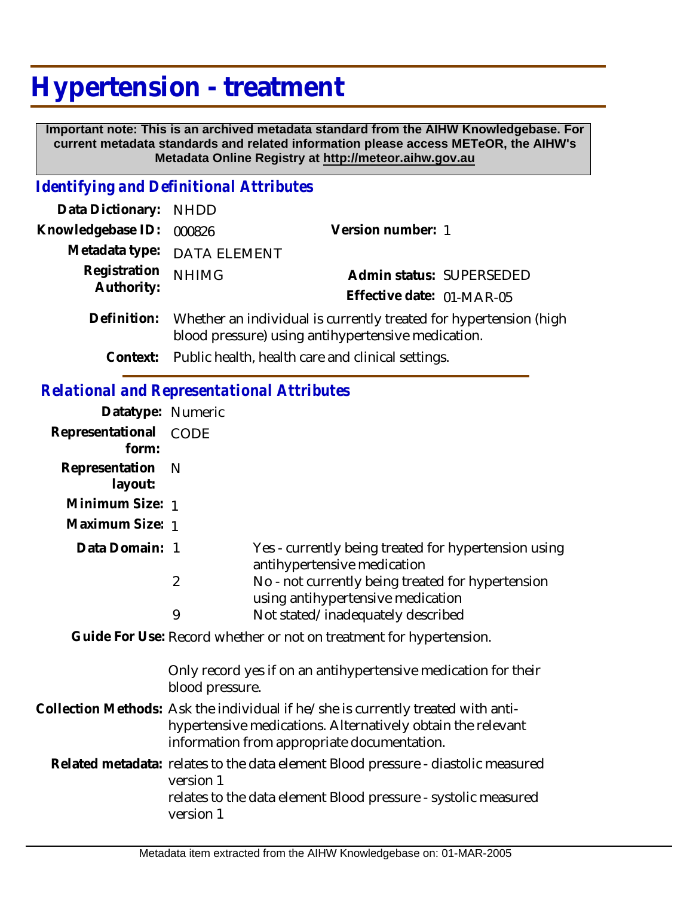# Hypertension - treatment

**Important note: This is an archived metadata standard from the AIHW Knowledgebase. For current metadata standards and related information please access METeOR, the AIHW's Metadata Online Registry at http://meteor.aihw.gov.au**

## *Identifying and Definitional Attributes*

**Data Dictionary:** NHDD

**Knowledgebase ID:** 000826

**Version number:** 1

**Metadata type:** DATA ELEMENT

**Registration Authority:** NHIMG

**Admin status:** SUPERSEDED

**Effective date:** 01-MAR-05

**Definition:** Whether an individual is currently treated for hypertension (high blood pressure) using antihypertensive medication.

**Context:** Public health, health care and clinical settings.

## *Relational and Representational Attributes*

**Datatype:** Numeric

**Representational form:** CODE

**Representation layout:** N

**Minimum Size:** 1

**Maximum Size:** 1

**Data Domain:**

| Code | Description |
| --- | --- |
| 1 | Yes - currently being treated for hypertension using antihypertensive medication |
| 2 | No - not currently being treated for hypertension using antihypertensive medication |
| 9 | Not stated/inadequately described |

**Guide For Use:** Record whether or not on treatment for hypertension.

Only record yes if on an antihypertensive medication for their blood pressure.

**Collection Methods:** Ask the individual if he/she is currently treated with anti-hypertensive medications. Alternatively obtain the relevant information from appropriate documentation.

**Related metadata:** relates to the data element Blood pressure - diastolic measured version 1

relates to the data element Blood pressure - systolic measured version 1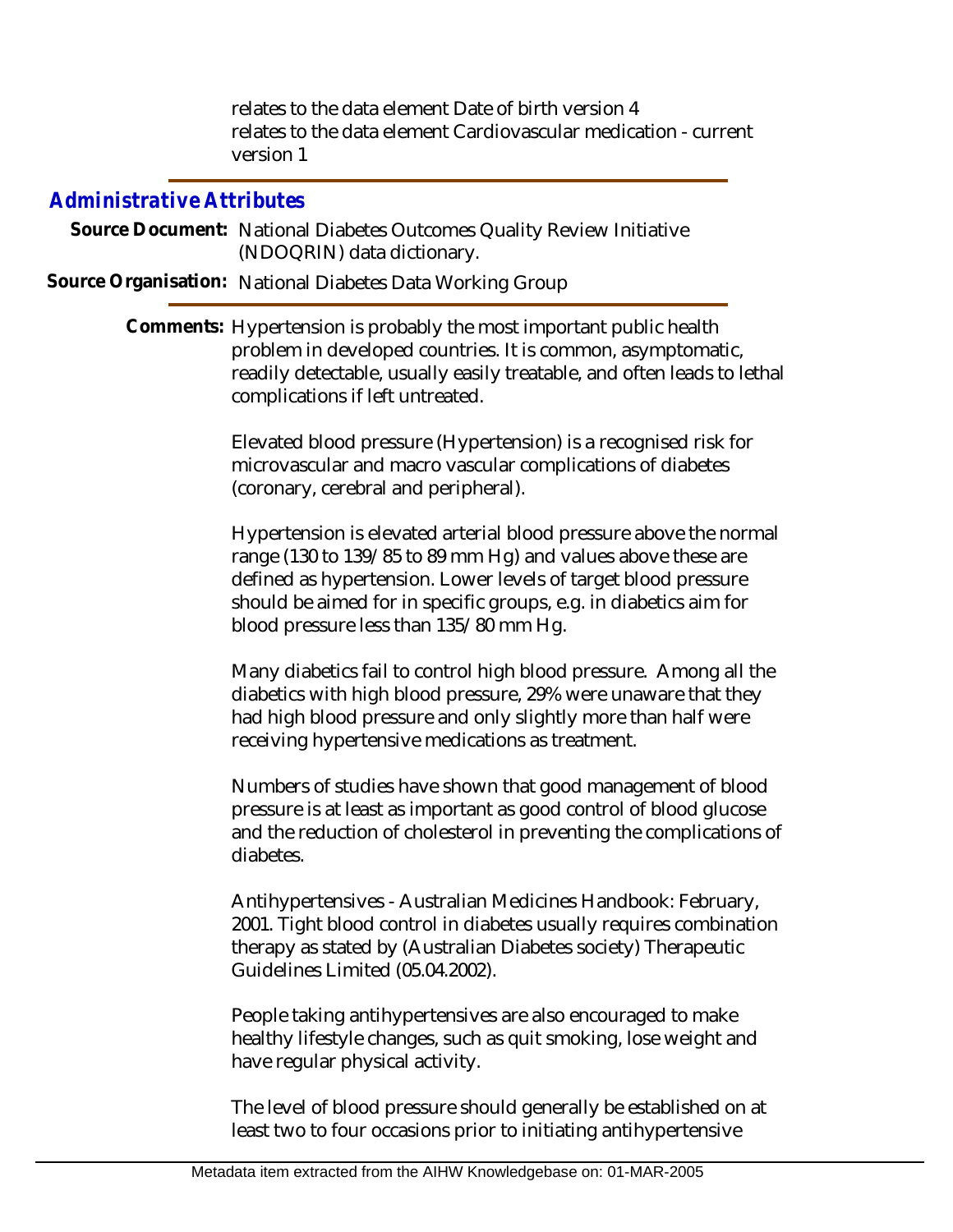relates to the data element Date of birth version 4
relates to the data element Cardiovascular medication - current version 1

## Administrative Attributes

**Source Document:** National Diabetes Outcomes Quality Review Initiative (NDOQRIN) data dictionary.

**Source Organisation:** National Diabetes Data Working Group

**Comments:** Hypertension is probably the most important public health problem in developed countries. It is common, asymptomatic, readily detectable, usually easily treatable, and often leads to lethal complications if left untreated.

Elevated blood pressure (Hypertension) is a recognised risk for microvascular and macro vascular complications of diabetes (coronary, cerebral and peripheral).

Hypertension is elevated arterial blood pressure above the normal range (130 to 139/85 to 89 mm Hg) and values above these are defined as hypertension. Lower levels of target blood pressure should be aimed for in specific groups, e.g. in diabetics aim for blood pressure less than 135/80 mm Hg.

Many diabetics fail to control high blood pressure. Among all the diabetics with high blood pressure, 29% were unaware that they had high blood pressure and only slightly more than half were receiving hypertensive medications as treatment.

Numbers of studies have shown that good management of blood pressure is at least as important as good control of blood glucose and the reduction of cholesterol in preventing the complications of diabetes.

Antihypertensives - Australian Medicines Handbook: February, 2001. Tight blood control in diabetes usually requires combination therapy as stated by (Australian Diabetes society) Therapeutic Guidelines Limited (05.04.2002).

People taking antihypertensives are also encouraged to make healthy lifestyle changes, such as quit smoking, lose weight and have regular physical activity.

The level of blood pressure should generally be established on at least two to four occasions prior to initiating antihypertensive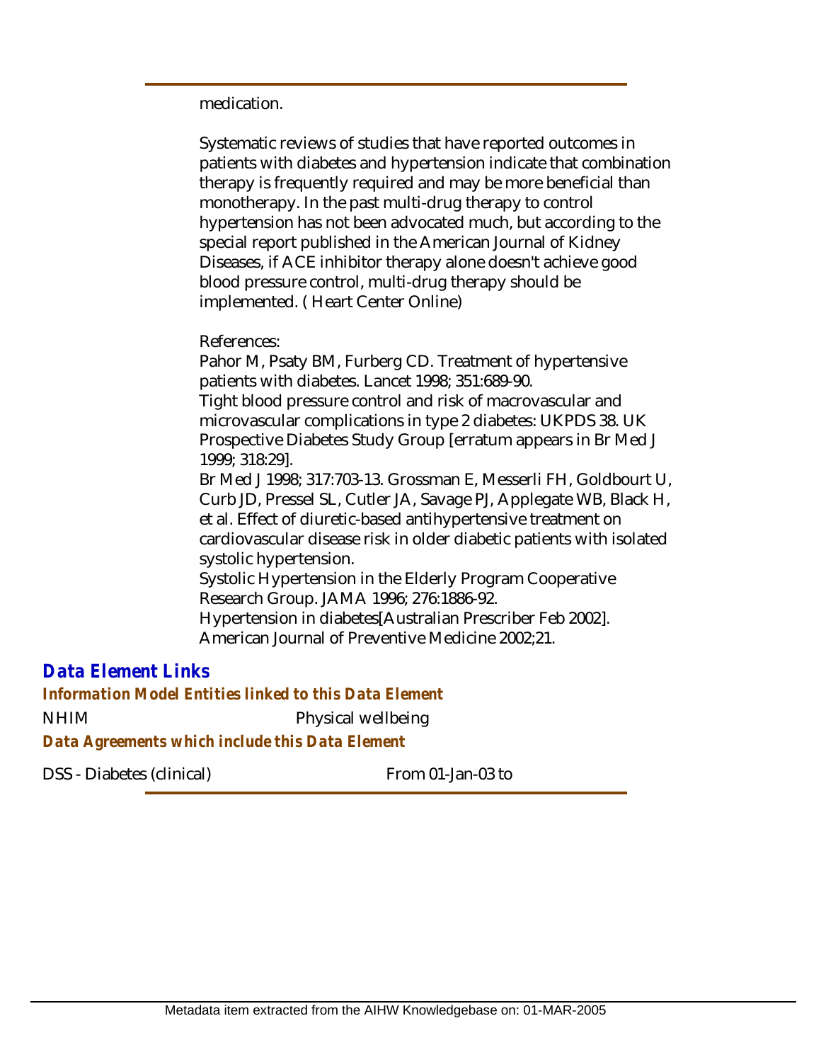medication.

Systematic reviews of studies that have reported outcomes in patients with diabetes and hypertension indicate that combination therapy is frequently required and may be more beneficial than monotherapy. In the past multi-drug therapy to control hypertension has not been advocated much, but according to the special report published in the American Journal of Kidney Diseases, if ACE inhibitor therapy alone doesn't achieve good blood pressure control, multi-drug therapy should be implemented. ( Heart Center Online)

References:
Pahor M, Psaty BM, Furberg CD. Treatment of hypertensive patients with diabetes. Lancet 1998; 351:689-90.
Tight blood pressure control and risk of macrovascular and microvascular complications in type 2 diabetes: UKPDS 38. UK Prospective Diabetes Study Group [erratum appears in Br Med J 1999; 318:29].
Br Med J 1998; 317:703-13. Grossman E, Messerli FH, Goldbourt U, Curb JD, Pressel SL, Cutler JA, Savage PJ, Applegate WB, Black H, et al. Effect of diuretic-based antihypertensive treatment on cardiovascular disease risk in older diabetic patients with isolated systolic hypertension.
Systolic Hypertension in the Elderly Program Cooperative Research Group. JAMA 1996; 276:1886-92.
Hypertension in diabetes[Australian Prescriber Feb 2002].
American Journal of Preventive Medicine 2002;21.

## Data Element Links

### Information Model Entities linked to this Data Element

| | |
|---|---|
| NHIM | Physical wellbeing |

### Data Agreements which include this Data Element

| | |
|---|---|
| DSS - Diabetes (clinical) | From 01-Jan-03 to |

Metadata item extracted from the AIHW Knowledgebase on: 01-MAR-2005